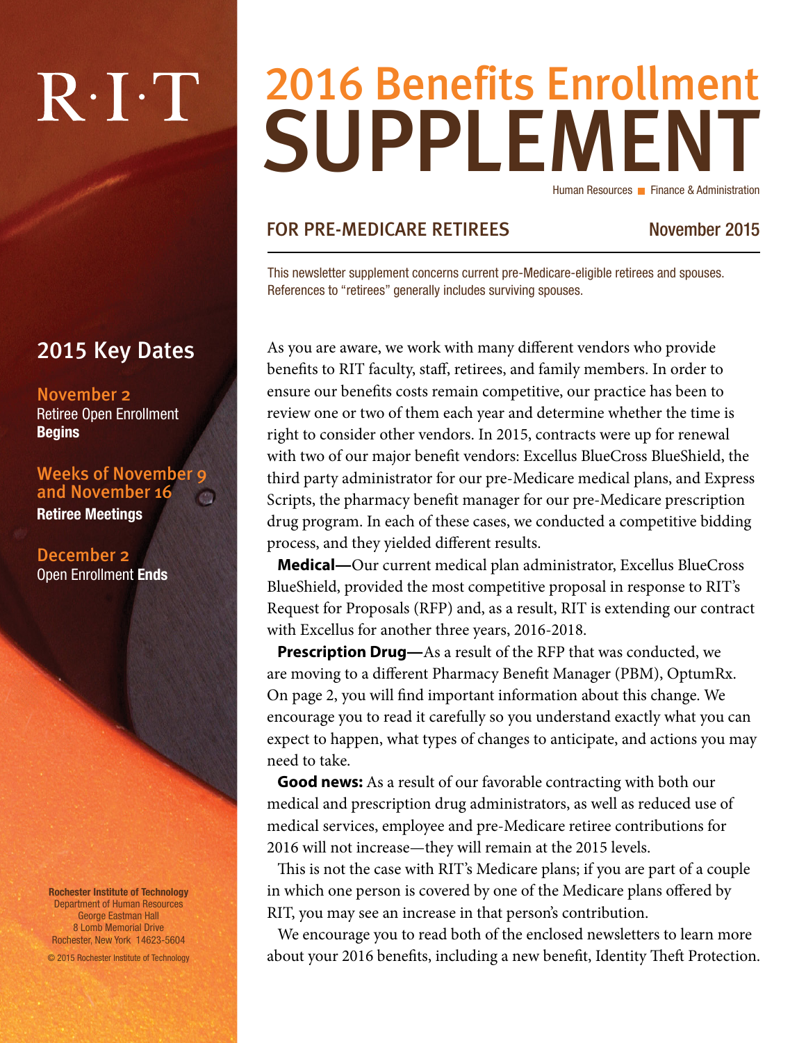R·I·T

# 2016 Benefits Enrollment SUPPLEMENT

Human Resources ■ Finance & Administration

## FOR PRE-MEDICARE RETIREES

November 2015

This newsletter supplement concerns current pre-Medicare-eligible retirees and spouses. References to "retirees" generally includes surviving spouses.

## 2015 Key Dates

**November 2**
Retiree Open Enrollment **Begins**

**Weeks of November 9 and November 16**
**Retiree Meetings**

**December 2**
Open Enrollment **Ends**

As you are aware, we work with many different vendors who provide benefits to RIT faculty, staff, retirees, and family members. In order to ensure our benefits costs remain competitive, our practice has been to review one or two of them each year and determine whether the time is right to consider other vendors. In 2015, contracts were up for renewal with two of our major benefit vendors: Excellus BlueCross BlueShield, the third party administrator for our pre-Medicare medical plans, and Express Scripts, the pharmacy benefit manager for our pre-Medicare prescription drug program. In each of these cases, we conducted a competitive bidding process, and they yielded different results.

**Medical—**Our current medical plan administrator, Excellus BlueCross BlueShield, provided the most competitive proposal in response to RIT's Request for Proposals (RFP) and, as a result, RIT is extending our contract with Excellus for another three years, 2016-2018.

**Prescription Drug—**As a result of the RFP that was conducted, we are moving to a different Pharmacy Benefit Manager (PBM), OptumRx. On page 2, you will find important information about this change. We encourage you to read it carefully so you understand exactly what you can expect to happen, what types of changes to anticipate, and actions you may need to take.

**Good news:** As a result of our favorable contracting with both our medical and prescription drug administrators, as well as reduced use of medical services, employee and pre-Medicare retiree contributions for 2016 will not increase—they will remain at the 2015 levels.

This is not the case with RIT's Medicare plans; if you are part of a couple in which one person is covered by one of the Medicare plans offered by RIT, you may see an increase in that person's contribution.

We encourage you to read both of the enclosed newsletters to learn more about your 2016 benefits, including a new benefit, Identity Theft Protection.

**Rochester Institute of Technology**
Department of Human Resources
George Eastman Hall
8 Lomb Memorial Drive
Rochester, New York 14623-5604

© 2015 Rochester Institute of Technology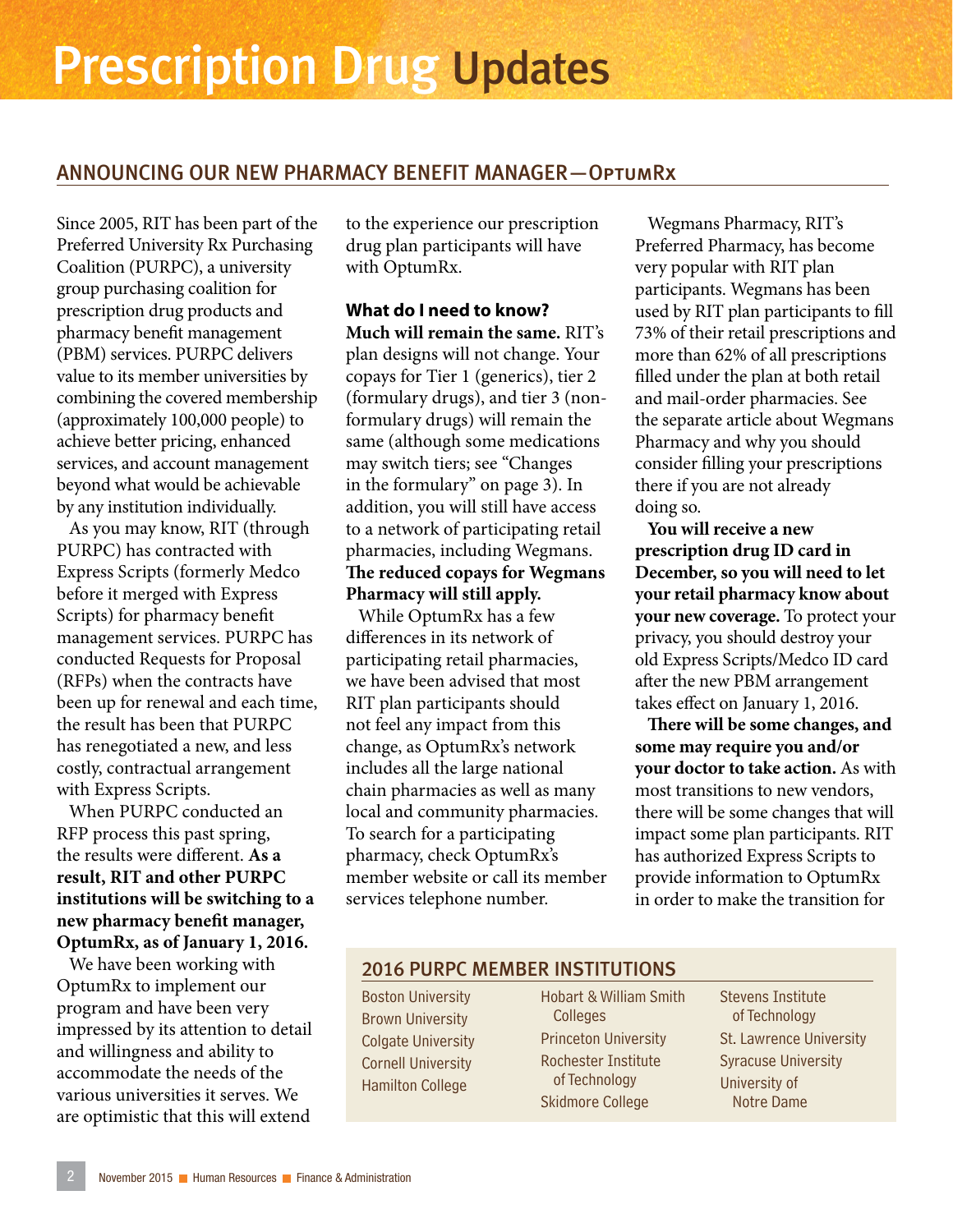# Prescription Drug Updates

## ANNOUNCING OUR NEW PHARMACY BENEFIT MANAGER—OptumRx

Since 2005, RIT has been part of the Preferred University Rx Purchasing Coalition (PURPC), a university group purchasing coalition for prescription drug products and pharmacy benefit management (PBM) services. PURPC delivers value to its member universities by combining the covered membership (approximately 100,000 people) to achieve better pricing, enhanced services, and account management beyond what would be achievable by any institution individually.

As you may know, RIT (through PURPC) has contracted with Express Scripts (formerly Medco before it merged with Express Scripts) for pharmacy benefit management services. PURPC has conducted Requests for Proposal (RFPs) when the contracts have been up for renewal and each time, the result has been that PURPC has renegotiated a new, and less costly, contractual arrangement with Express Scripts.

When PURPC conducted an RFP process this past spring, the results were different. **As a result, RIT and other PURPC institutions will be switching to a new pharmacy benefit manager, OptumRx, as of January 1, 2016.**

We have been working with OptumRx to implement our program and have been very impressed by its attention to detail and willingness and ability to accommodate the needs of the various universities it serves. We are optimistic that this will extend to the experience our prescription drug plan participants will have with OptumRx.

**What do I need to know?**

**Much will remain the same.** RIT's plan designs will not change. Your copays for Tier 1 (generics), tier 2 (formulary drugs), and tier 3 (non-formulary drugs) will remain the same (although some medications may switch tiers; see "Changes in the formulary" on page 3). In addition, you will still have access to a network of participating retail pharmacies, including Wegmans. **The reduced copays for Wegmans Pharmacy will still apply.**

While OptumRx has a few differences in its network of participating retail pharmacies, we have been advised that most RIT plan participants should not feel any impact from this change, as OptumRx's network includes all the large national chain pharmacies as well as many local and community pharmacies. To search for a participating pharmacy, check OptumRx's member website or call its member services telephone number.

Wegmans Pharmacy, RIT's Preferred Pharmacy, has become very popular with RIT plan participants. Wegmans has been used by RIT plan participants to fill 73% of their retail prescriptions and more than 62% of all prescriptions filled under the plan at both retail and mail-order pharmacies. See the separate article about Wegmans Pharmacy and why you should consider filling your prescriptions there if you are not already doing so.

**You will receive a new prescription drug ID card in December, so you will need to let your retail pharmacy know about your new coverage.** To protect your privacy, you should destroy your old Express Scripts/Medco ID card after the new PBM arrangement takes effect on January 1, 2016.

**There will be some changes, and some may require you and/or your doctor to take action.** As with most transitions to new vendors, there will be some changes that will impact some plan participants. RIT has authorized Express Scripts to provide information to OptumRx in order to make the transition for

### 2016 PURPC MEMBER INSTITUTIONS

- Boston University
- Brown University
- Colgate University
- Cornell University
- Hamilton College
- Hobart & William Smith Colleges
- Princeton University
- Rochester Institute of Technology
- Skidmore College
- Stevens Institute of Technology
- St. Lawrence University
- Syracuse University
- University of Notre Dame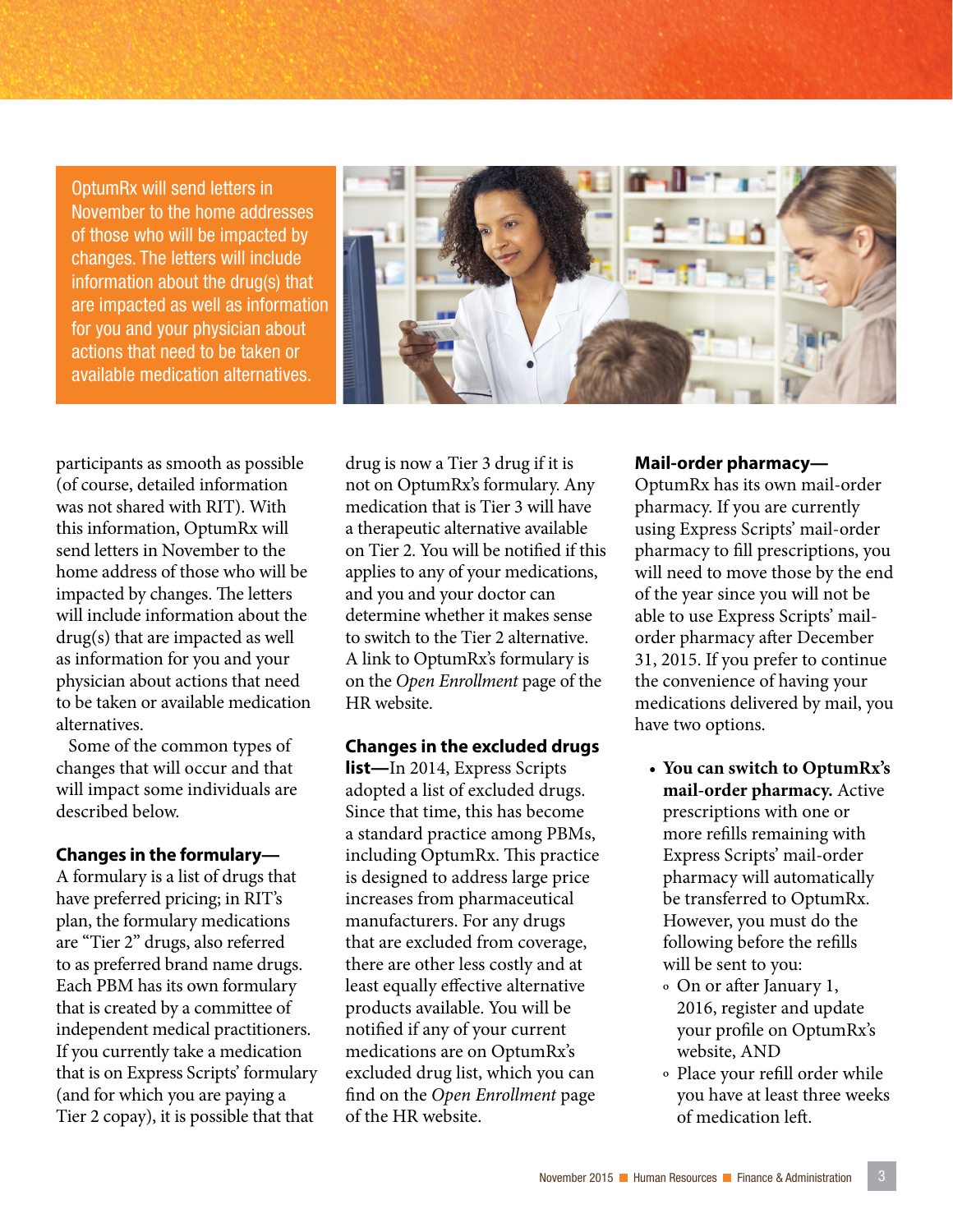OptumRx will send letters in November to the home addresses of those who will be impacted by changes. The letters will include information about the drug(s) that are impacted as well as information for you and your physician about actions that need to be taken or available medication alternatives.

participants as smooth as possible (of course, detailed information was not shared with RIT). With this information, OptumRx will send letters in November to the home address of those who will be impacted by changes. The letters will include information about the drug(s) that are impacted as well as information for you and your physician about actions that need to be taken or available medication alternatives.

Some of the common types of changes that will occur and that will impact some individuals are described below.

**Changes in the formulary—** A formulary is a list of drugs that have preferred pricing; in RIT's plan, the formulary medications are "Tier 2" drugs, also referred to as preferred brand name drugs. Each PBM has its own formulary that is created by a committee of independent medical practitioners. If you currently take a medication that is on Express Scripts' formulary (and for which you are paying a Tier 2 copay), it is possible that that drug is now a Tier 3 drug if it is not on OptumRx's formulary. Any medication that is Tier 3 will have a therapeutic alternative available on Tier 2. You will be notified if this applies to any of your medications, and you and your doctor can determine whether it makes sense to switch to the Tier 2 alternative. A link to OptumRx's formulary is on the *Open Enrollment* page of the HR website.

**Changes in the excluded drugs list—**In 2014, Express Scripts adopted a list of excluded drugs. Since that time, this has become a standard practice among PBMs, including OptumRx. This practice is designed to address large price increases from pharmaceutical manufacturers. For any drugs that are excluded from coverage, there are other less costly and at least equally effective alternative products available. You will be notified if any of your current medications are on OptumRx's excluded drug list, which you can find on the *Open Enrollment* page of the HR website.

**Mail-order pharmacy—** OptumRx has its own mail-order pharmacy. If you are currently using Express Scripts' mail-order pharmacy to fill prescriptions, you will need to move those by the end of the year since you will not be able to use Express Scripts' mail-order pharmacy after December 31, 2015. If you prefer to continue the convenience of having your medications delivered by mail, you have two options.

- **You can switch to OptumRx's mail-order pharmacy.** Active prescriptions with one or more refills remaining with Express Scripts' mail-order pharmacy will automatically be transferred to OptumRx. However, you must do the following before the refills will be sent to you:
  - On or after January 1, 2016, register and update your profile on OptumRx's website, AND
  - Place your refill order while you have at least three weeks of medication left.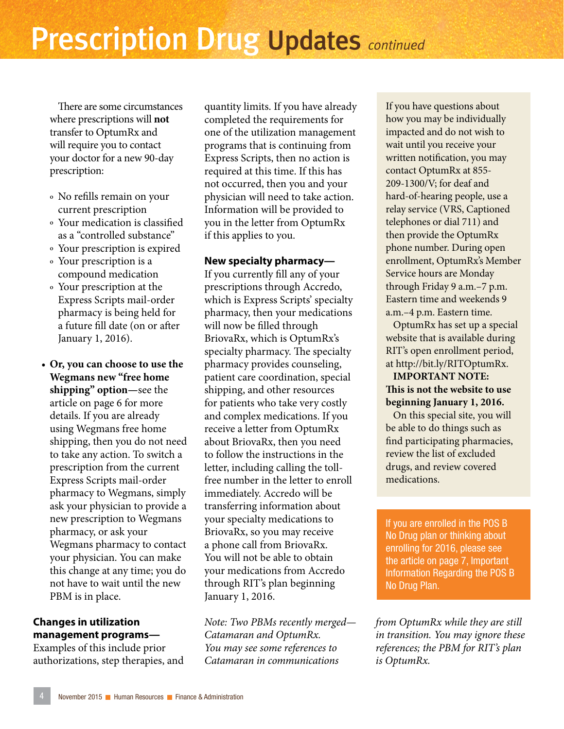# Prescription Drug Updates *continued*

There are some circumstances where prescriptions will **not** transfer to OptumRx and will require you to contact your doctor for a new 90-day prescription:

- No refills remain on your current prescription
- Your medication is classified as a "controlled substance"
- Your prescription is expired
- Your prescription is a compound medication
- Your prescription at the Express Scripts mail-order pharmacy is being held for a future fill date (on or after January 1, 2016).

- **Or, you can choose to use the Wegmans new "free home shipping" option**—see the article on page 6 for more details. If you are already using Wegmans free home shipping, then you do not need to take any action. To switch a prescription from the current Express Scripts mail-order pharmacy to Wegmans, simply ask your physician to provide a new prescription to Wegmans pharmacy, or ask your Wegmans pharmacy to contact your physician. You can make this change at any time; you do not have to wait until the new PBM is in place.

**Changes in utilization management programs—** Examples of this include prior authorizations, step therapies, and quantity limits. If you have already completed the requirements for one of the utilization management programs that is continuing from Express Scripts, then no action is required at this time. If this has not occurred, then you and your physician will need to take action. Information will be provided to you in the letter from OptumRx if this applies to you.

**New specialty pharmacy—** If you currently fill any of your prescriptions through Accredo, which is Express Scripts' specialty pharmacy, then your medications will now be filled through BriovaRx, which is OptumRx's specialty pharmacy. The specialty pharmacy provides counseling, patient care coordination, special shipping, and other resources for patients who take very costly and complex medications. If you receive a letter from OptumRx about BriovaRx, then you need to follow the instructions in the letter, including calling the toll-free number in the letter to enroll immediately. Accredo will be transferring information about your specialty medications to BriovaRx, so you may receive a phone call from BriovaRx. You will not be able to obtain your medications from Accredo through RIT's plan beginning January 1, 2016.

*Note: Two PBMs recently merged—Catamaran and OptumRx. You may see some references to Catamaran in communications from OptumRx while they are still in transition. You may ignore these references; the PBM for RIT's plan is OptumRx.*

If you have questions about how you may be individually impacted and do not wish to wait until you receive your written notification, you may contact OptumRx at 855-209-1300/V; for deaf and hard-of-hearing people, use a relay service (VRS, Captioned telephones or dial 711) and then provide the OptumRx phone number. During open enrollment, OptumRx's Member Service hours are Monday through Friday 9 a.m.–7 p.m. Eastern time and weekends 9 a.m.–4 p.m. Eastern time.

OptumRx has set up a special website that is available during RIT's open enrollment period, at http://bit.ly/RITOptumRx.

**IMPORTANT NOTE: This is not the website to use beginning January 1, 2016.**

On this special site, you will be able to do things such as find participating pharmacies, review the list of excluded drugs, and review covered medications.

If you are enrolled in the POS B No Drug plan or thinking about enrolling for 2016, please see the article on page 7, Important Information Regarding the POS B No Drug Plan.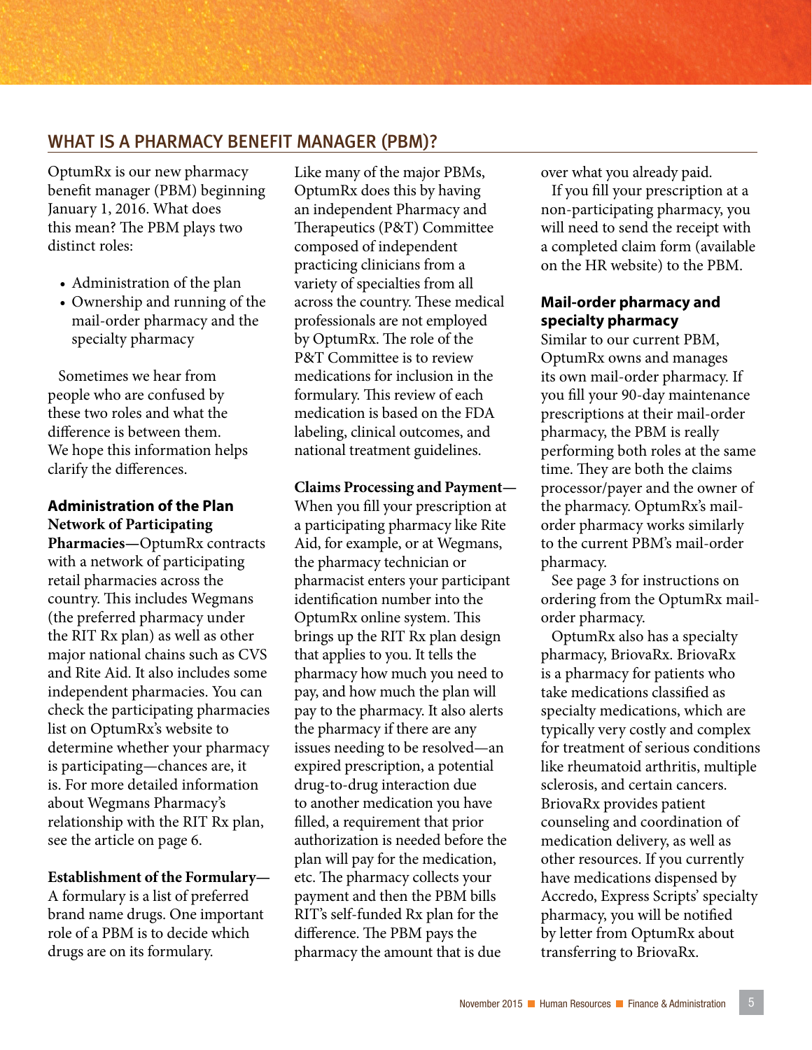## WHAT IS A PHARMACY BENEFIT MANAGER (PBM)?

OptumRx is our new pharmacy benefit manager (PBM) beginning January 1, 2016. What does this mean? The PBM plays two distinct roles:

- Administration of the plan
- Ownership and running of the mail-order pharmacy and the specialty pharmacy

Sometimes we hear from people who are confused by these two roles and what the difference is between them. We hope this information helps clarify the differences.

### Administration of the Plan

**Network of Participating Pharmacies—**OptumRx contracts with a network of participating retail pharmacies across the country. This includes Wegmans (the preferred pharmacy under the RIT Rx plan) as well as other major national chains such as CVS and Rite Aid. It also includes some independent pharmacies. You can check the participating pharmacies list on OptumRx's website to determine whether your pharmacy is participating—chances are, it is. For more detailed information about Wegmans Pharmacy's relationship with the RIT Rx plan, see the article on page 6.

**Establishment of the Formulary—**A formulary is a list of preferred brand name drugs. One important role of a PBM is to decide which drugs are on its formulary. Like many of the major PBMs, OptumRx does this by having an independent Pharmacy and Therapeutics (P&T) Committee composed of independent practicing clinicians from a variety of specialties from all across the country. These medical professionals are not employed by OptumRx. The role of the P&T Committee is to review medications for inclusion in the formulary. This review of each medication is based on the FDA labeling, clinical outcomes, and national treatment guidelines.

**Claims Processing and Payment—**When you fill your prescription at a participating pharmacy like Rite Aid, for example, or at Wegmans, the pharmacy technician or pharmacist enters your participant identification number into the OptumRx online system. This brings up the RIT Rx plan design that applies to you. It tells the pharmacy how much you need to pay, and how much the plan will pay to the pharmacy. It also alerts the pharmacy if there are any issues needing to be resolved—an expired prescription, a potential drug-to-drug interaction due to another medication you have filled, a requirement that prior authorization is needed before the plan will pay for the medication, etc. The pharmacy collects your payment and then the PBM bills RIT's self-funded Rx plan for the difference. The PBM pays the pharmacy the amount that is due over what you already paid.

If you fill your prescription at a non-participating pharmacy, you will need to send the receipt with a completed claim form (available on the HR website) to the PBM.

### Mail-order pharmacy and specialty pharmacy

Similar to our current PBM, OptumRx owns and manages its own mail-order pharmacy. If you fill your 90-day maintenance prescriptions at their mail-order pharmacy, the PBM is really performing both roles at the same time. They are both the claims processor/payer and the owner of the pharmacy. OptumRx's mail-order pharmacy works similarly to the current PBM's mail-order pharmacy.

See page 3 for instructions on ordering from the OptumRx mail-order pharmacy.

OptumRx also has a specialty pharmacy, BriovaRx. BriovaRx is a pharmacy for patients who take medications classified as specialty medications, which are typically very costly and complex for treatment of serious conditions like rheumatoid arthritis, multiple sclerosis, and certain cancers. BriovaRx provides patient counseling and coordination of medication delivery, as well as other resources. If you currently have medications dispensed by Accredo, Express Scripts' specialty pharmacy, you will be notified by letter from OptumRx about transferring to BriovaRx.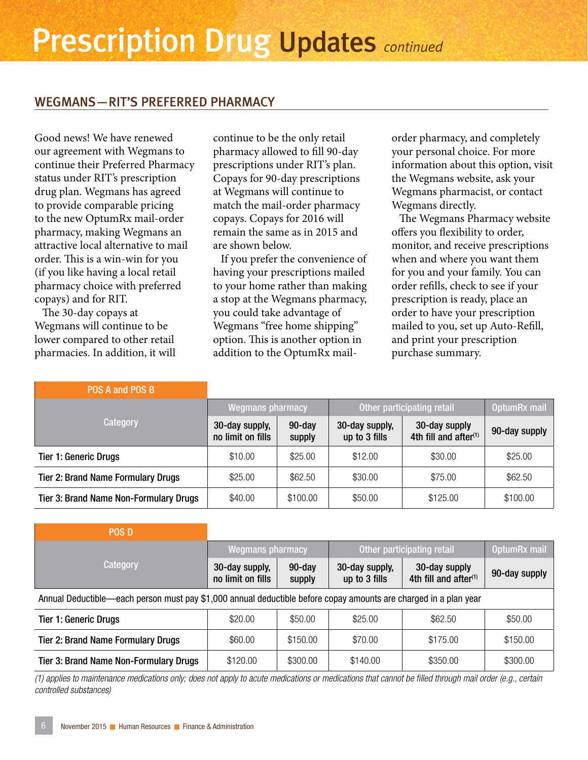# Prescription Drug Updates *continued*

## WEGMANS—RIT'S PREFERRED PHARMACY

Good news! We have renewed our agreement with Wegmans to continue their Preferred Pharmacy status under RIT's prescription drug plan. Wegmans has agreed to provide comparable pricing to the new OptumRx mail-order pharmacy, making Wegmans an attractive local alternative to mail order. This is a win-win for you (if you like having a local retail pharmacy choice with preferred copays) and for RIT.

The 30-day copays at Wegmans will continue to be lower compared to other retail pharmacies. In addition, it will continue to be the only retail pharmacy allowed to fill 90-day prescriptions under RIT's plan. Copays for 90-day prescriptions at Wegmans will continue to match the mail-order pharmacy copays. Copays for 2016 will remain the same as in 2015 and are shown below.

If you prefer the convenience of having your prescriptions mailed to your home rather than making a stop at the Wegmans pharmacy, you could take advantage of Wegmans "free home shipping" option. This is another option in addition to the OptumRx mail-order pharmacy, and completely your personal choice. For more information about this option, visit the Wegmans website, ask your Wegmans pharmacist, or contact Wegmans directly.

The Wegmans Pharmacy website offers you flexibility to order, monitor, and receive prescriptions when and where you want them for you and your family. You can order refills, check to see if your prescription is ready, place an order to have your prescription mailed to you, set up Auto-Refill, and print your prescription purchase summary.

**POS A and POS B**

| Category | Wegmans pharmacy | | Other participating retail | | OptumRx mail |
|---|---|---|---|---|---|
| | 30-day supply, no limit on fills | 90-day supply | 30-day supply, up to 3 fills | 30-day supply 4th fill and after[1] | 90-day supply |
| Tier 1: Generic Drugs | $10.00 | $25.00 | $12.00 | $30.00 | $25.00 |
| Tier 2: Brand Name Formulary Drugs | $25.00 | $62.50 | $30.00 | $75.00 | $62.50 |
| Tier 3: Brand Name Non-Formulary Drugs | $40.00 | $100.00 | $50.00 | $125.00 | $100.00 |

**POS D**

| Category | Wegmans pharmacy | | Other participating retail | | OptumRx mail |
|---|---|---|---|---|---|
| | 30-day supply, no limit on fills | 90-day supply | 30-day supply, up to 3 fills | 30-day supply 4th fill and after[1] | 90-day supply |
| Annual Deductible—each person must pay $1,000 annual deductible before copay amounts are charged in a plan year | | | | | |
| Tier 1: Generic Drugs | $20.00 | $50.00 | $25.00 | $62.50 | $50.00 |
| Tier 2: Brand Name Formulary Drugs | $60.00 | $150.00 | $70.00 | $175.00 | $150.00 |
| Tier 3: Brand Name Non-Formulary Drugs | $120.00 | $300.00 | $140.00 | $350.00 | $300.00 |

*(1) applies to maintenance medications only; does not apply to acute medications or medications that cannot be filled through mail order (e.g., certain controlled substances)*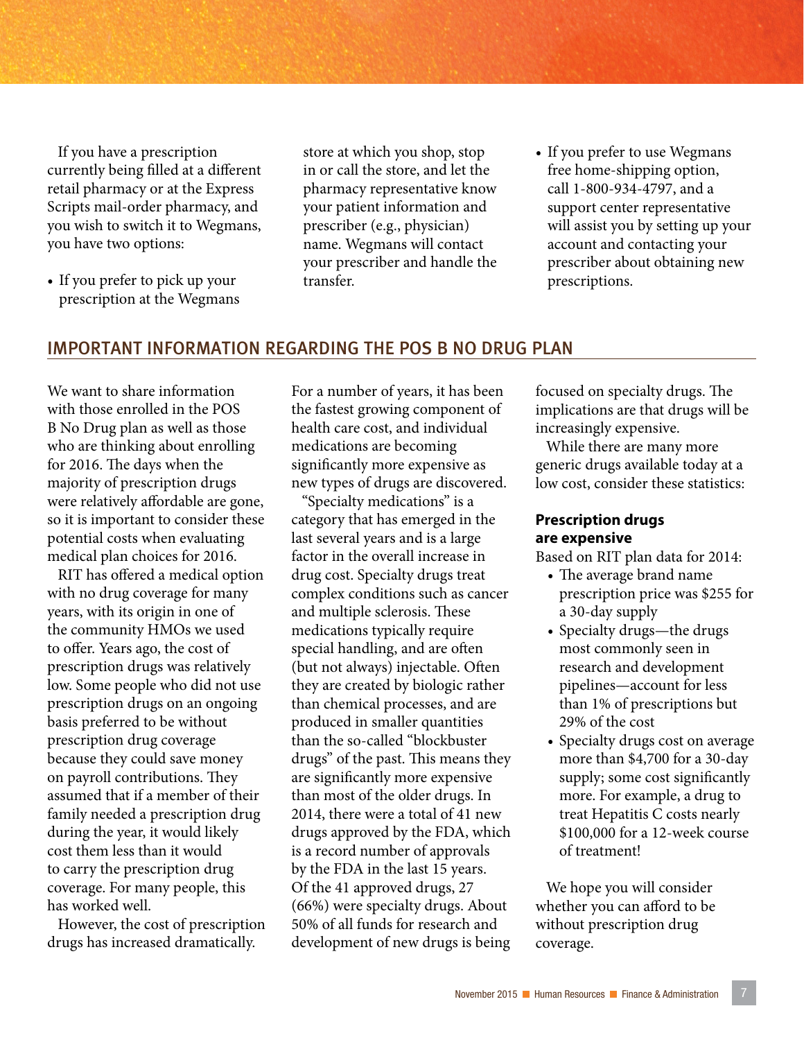If you have a prescription currently being filled at a different retail pharmacy or at the Express Scripts mail-order pharmacy, and you wish to switch it to Wegmans, you have two options:

- If you prefer to pick up your prescription at the Wegmans store at which you shop, stop in or call the store, and let the pharmacy representative know your patient information and prescriber (e.g., physician) name. Wegmans will contact your prescriber and handle the transfer.
- If you prefer to use Wegmans free home-shipping option, call 1-800-934-4797, and a support center representative will assist you by setting up your account and contacting your prescriber about obtaining new prescriptions.

## IMPORTANT INFORMATION REGARDING THE POS B NO DRUG PLAN

We want to share information with those enrolled in the POS B No Drug plan as well as those who are thinking about enrolling for 2016. The days when the majority of prescription drugs were relatively affordable are gone, so it is important to consider these potential costs when evaluating medical plan choices for 2016.

RIT has offered a medical option with no drug coverage for many years, with its origin in one of the community HMOs we used to offer. Years ago, the cost of prescription drugs was relatively low. Some people who did not use prescription drugs on an ongoing basis preferred to be without prescription drug coverage because they could save money on payroll contributions. They assumed that if a member of their family needed a prescription drug during the year, it would likely cost them less than it would to carry the prescription drug coverage. For many people, this has worked well.

However, the cost of prescription drugs has increased dramatically. For a number of years, it has been the fastest growing component of health care cost, and individual medications are becoming significantly more expensive as new types of drugs are discovered.

"Specialty medications" is a category that has emerged in the last several years and is a large factor in the overall increase in drug cost. Specialty drugs treat complex conditions such as cancer and multiple sclerosis. These medications typically require special handling, and are often (but not always) injectable. Often they are created by biologic rather than chemical processes, and are produced in smaller quantities than the so-called "blockbuster drugs" of the past. This means they are significantly more expensive than most of the older drugs. In 2014, there were a total of 41 new drugs approved by the FDA, which is a record number of approvals by the FDA in the last 15 years. Of the 41 approved drugs, 27 (66%) were specialty drugs. About 50% of all funds for research and development of new drugs is being focused on specialty drugs. The implications are that drugs will be increasingly expensive.

While there are many more generic drugs available today at a low cost, consider these statistics:

**Prescription drugs are expensive**

Based on RIT plan data for 2014:

- The average brand name prescription price was $255 for a 30-day supply
- Specialty drugs—the drugs most commonly seen in research and development pipelines—account for less than 1% of prescriptions but 29% of the cost
- Specialty drugs cost on average more than $4,700 for a 30-day supply; some cost significantly more. For example, a drug to treat Hepatitis C costs nearly $100,000 for a 12-week course of treatment!

We hope you will consider whether you can afford to be without prescription drug coverage.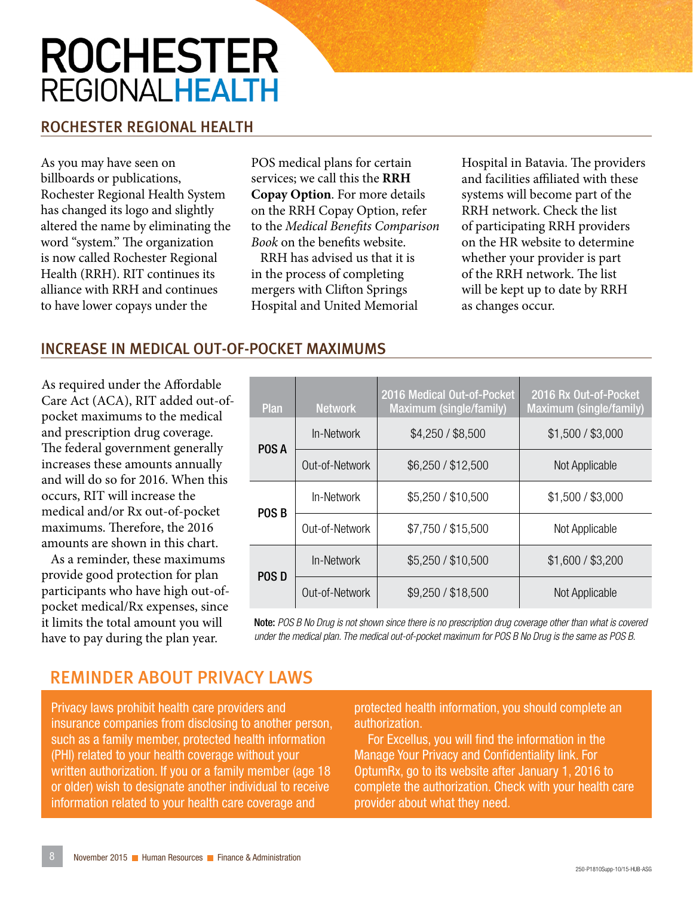# ROCHESTER REGIONALHEALTH

## ROCHESTER REGIONAL HEALTH

As you may have seen on billboards or publications, Rochester Regional Health System has changed its logo and slightly altered the name by eliminating the word "system." The organization is now called Rochester Regional Health (RRH). RIT continues its alliance with RRH and continues to have lower copays under the POS medical plans for certain services; we call this the **RRH Copay Option**. For more details on the RRH Copay Option, refer to the *Medical Benefits Comparison Book* on the benefits website.

RRH has advised us that it is in the process of completing mergers with Clifton Springs Hospital and United Memorial Hospital in Batavia. The providers and facilities affiliated with these systems will become part of the RRH network. Check the list of participating RRH providers on the HR website to determine whether your provider is part of the RRH network. The list will be kept up to date by RRH as changes occur.

## INCREASE IN MEDICAL OUT-OF-POCKET MAXIMUMS

As required under the Affordable Care Act (ACA), RIT added out-of-pocket maximums to the medical and prescription drug coverage. The federal government generally increases these amounts annually and will do so for 2016. When this occurs, RIT will increase the medical and/or Rx out-of-pocket maximums. Therefore, the 2016 amounts are shown in this chart.

As a reminder, these maximums provide good protection for plan participants who have high out-of-pocket medical/Rx expenses, since it limits the total amount you will have to pay during the plan year.

| Plan | Network | 2016 Medical Out-of-Pocket Maximum (single/family) | 2016 Rx Out-of-Pocket Maximum (single/family) |
|---|---|---|---|
| POS A | In-Network | $4,250 / $8,500 | $1,500 / $3,000 |
| | Out-of-Network | $6,250 / $12,500 | Not Applicable |
| POS B | In-Network | $5,250 / $10,500 | $1,500 / $3,000 |
| | Out-of-Network | $7,750 / $15,500 | Not Applicable |
| POS D | In-Network | $5,250 / $10,500 | $1,600 / $3,200 |
| | Out-of-Network | $9,250 / $18,500 | Not Applicable |

**Note:** *POS B No Drug is not shown since there is no prescription drug coverage other than what is covered under the medical plan. The medical out-of-pocket maximum for POS B No Drug is the same as POS B.*

## REMINDER ABOUT PRIVACY LAWS

Privacy laws prohibit health care providers and insurance companies from disclosing to another person, such as a family member, protected health information (PHI) related to your health coverage without your written authorization. If you or a family member (age 18 or older) wish to designate another individual to receive information related to your health care coverage and protected health information, you should complete an authorization.

For Excellus, you will find the information in the Manage Your Privacy and Confidentiality link. For OptumRx, go to its website after January 1, 2016 to complete the authorization. Check with your health care provider about what they need.

250-P1810Supp-10/15-HUB-ASG